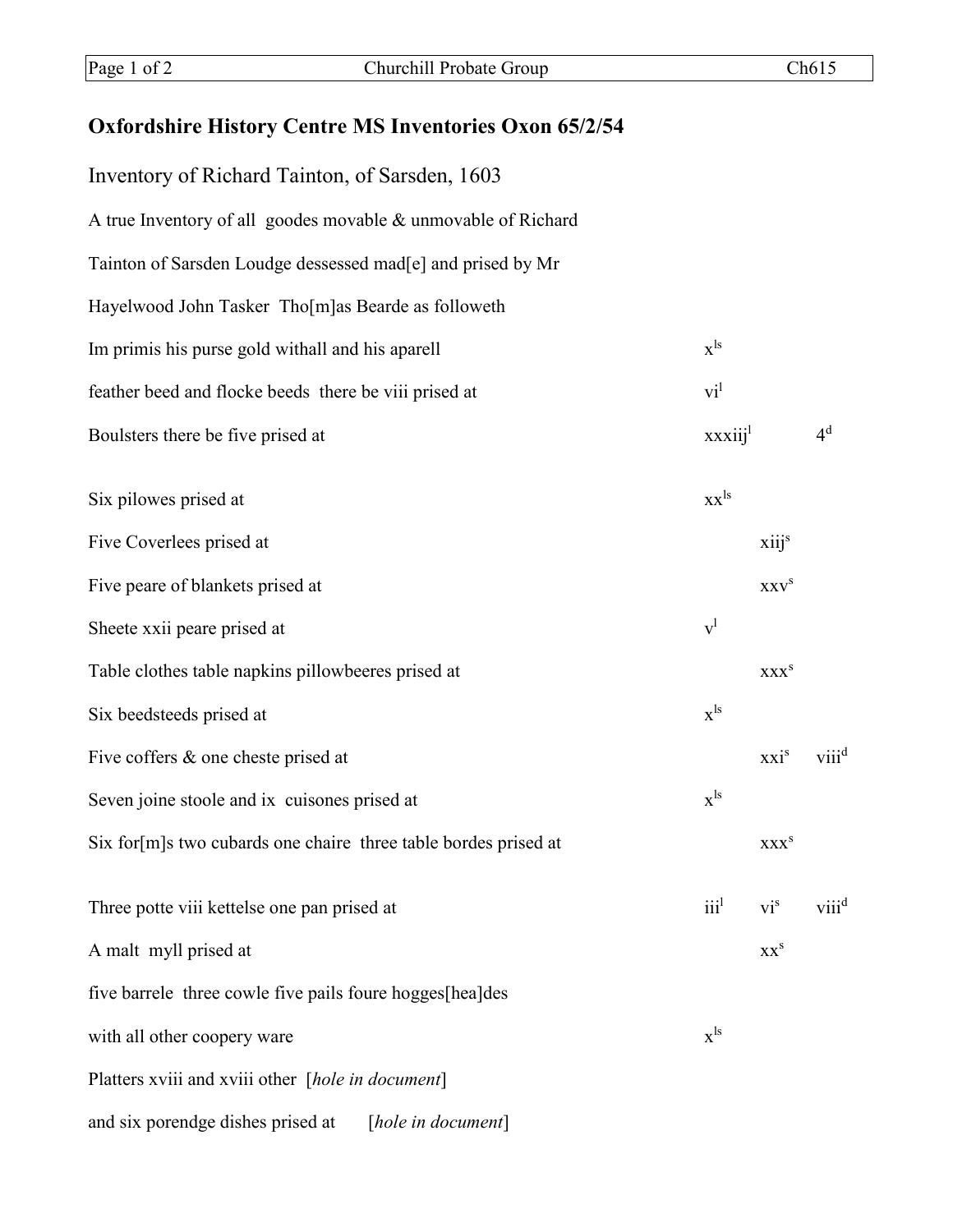# Oxfordshire History Centre MS Inventories Oxon 65/2/54

## Inventory of Richard Tainton, of Sarsden, 1603

A true Inventory of all goodes movable & unmovable of Richard Tainton of Sarsden Loudge dessessed mad[e] and prised by Mr Hayelwood John Tasker Tho[m]as Bearde as followeth

| | | | |
|---|---|---|---|
| Im primis his purse gold withall and his aparell | $x^{ls}$ | | |
| feather beed and flocke beeds there be viii prised at | $vi^{l}$ | | |
| Boulsters there be five prised at | $xxxiij^{l}$ | | $4^{d}$ |
| Six pilowes prised at | $xx^{ls}$ | | |
| Five Coverlees prised at | | $xiij^{s}$ | |
| Five peare of blankets prised at | | $xxv^{s}$ | |
| Sheete xxii peare prised at | $v^{l}$ | | |
| Table clothes table napkins pillowbeeres prised at | | $xxx^{s}$ | |
| Six beedsteeds prised at | $x^{ls}$ | | |
| Five coffers & one cheste prised at | | $xxi^{s}$ | $viii^{d}$ |
| Seven joine stoole and ix cuisones prised at | $x^{ls}$ | | |
| Six for[m]s two cubards one chaire three table bordes prised at | | $xxx^{s}$ | |
| Three potte viii kettelse one pan prised at | $iii^{l}$ | $vi^{s}$ | $viii^{d}$ |
| A malt myll prised at | | $xx^{s}$ | |
| five barrele three cowle five pails foure hogges[hea]des with all other coopery ware | $x^{ls}$ | | |
| Platters xviii and xviii other [*hole in document*] | | | |
| and six porendge dishes prised at [*hole in document*] | | | |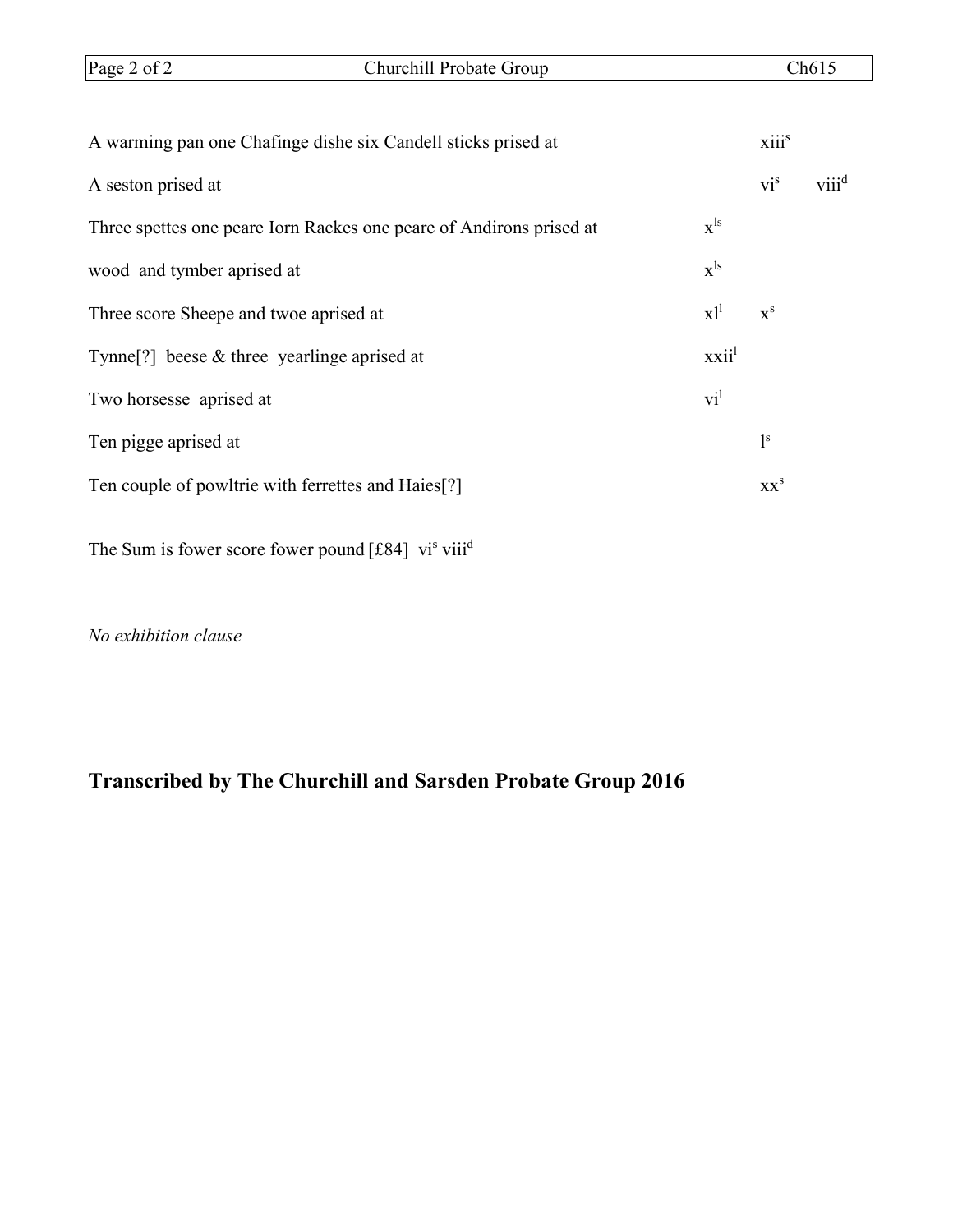| | | | |
|---|---|---|---|
| A warming pan one Chafinge dishe six Candell sticks prised at | | xiii$^{s}$ | |
| A seston prised at | | vi$^{s}$ | viii$^{d}$ |
| Three spettes one peare Iorn Rackes one peare of Andirons prised at | x$^{ls}$ | | |
| wood and tymber aprised at | x$^{ls}$ | | |
| Three score Sheepe and twoe aprised at | xl$^{l}$ | x$^{s}$ | |
| Tynne[?] beese & three yearlinge aprised at | xxii$^{l}$ | | |
| Two horsesse aprised at | vi$^{l}$ | | |
| Ten pigge aprised at | | l$^{s}$ | |
| Ten couple of powltrie with ferrettes and Haies[?] | | xx$^{s}$ | |

The Sum is fower score fower pound [£84] vi$^{s}$ viii$^{d}$

*No exhibition clause*

**Transcribed by The Churchill and Sarsden Probate Group 2016**